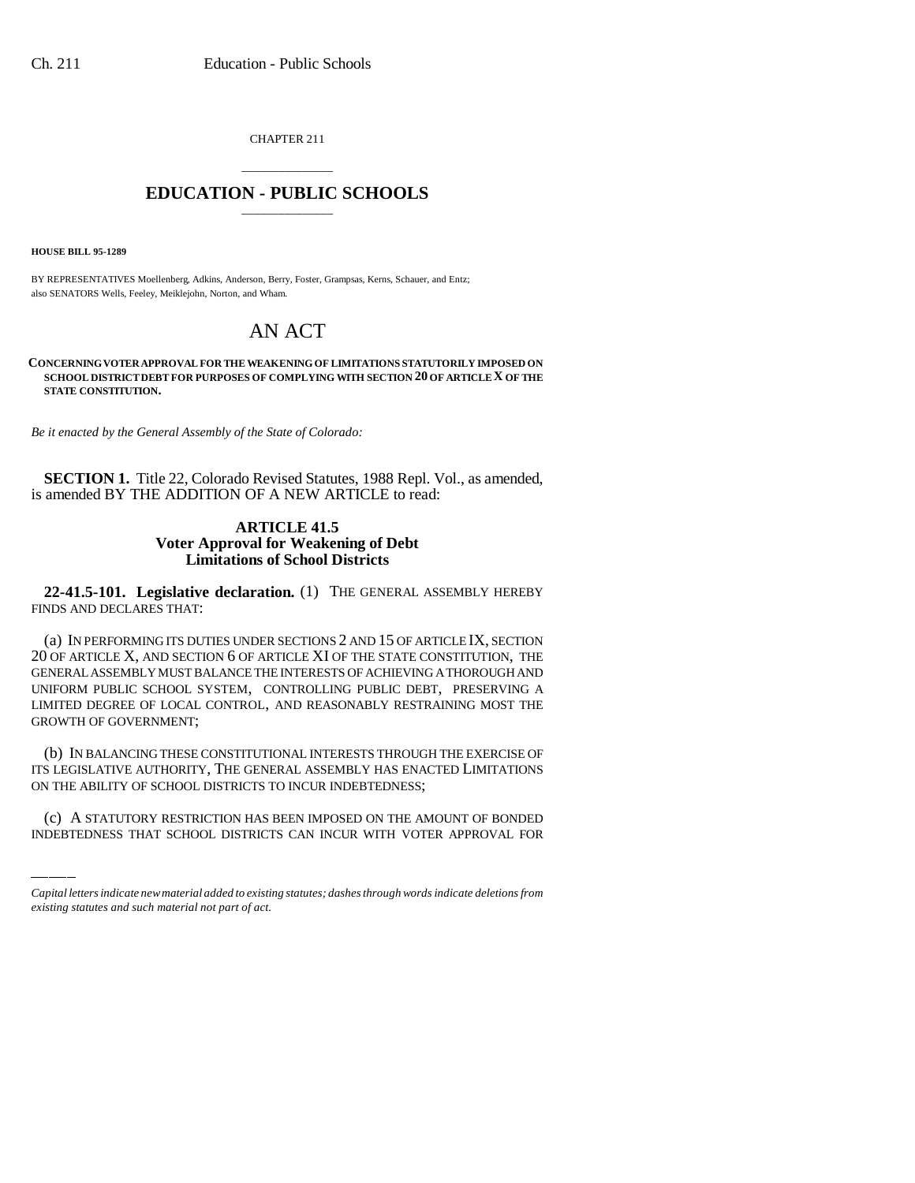CHAPTER 211

# EDUCATION - PUBLIC SCHOOLS

**HOUSE BILL 95-1289**

BY REPRESENTATIVES Moellenberg, Adkins, Anderson, Berry, Foster, Grampsas, Kerns, Schauer, and Entz;
also SENATORS Wells, Feeley, Meiklejohn, Norton, and Wham.

# AN ACT

**CONCERNING VOTER APPROVAL FOR THE WEAKENING OF LIMITATIONS STATUTORILY IMPOSED ON SCHOOL DISTRICT DEBT FOR PURPOSES OF COMPLYING WITH SECTION 20 OF ARTICLE X OF THE STATE CONSTITUTION.**

*Be it enacted by the General Assembly of the State of Colorado:*

**SECTION 1.** Title 22, Colorado Revised Statutes, 1988 Repl. Vol., as amended, is amended BY THE ADDITION OF A NEW ARTICLE to read:

**ARTICLE 41.5**
**Voter Approval for Weakening of Debt Limitations of School Districts**

**22-41.5-101. Legislative declaration.** (1) THE GENERAL ASSEMBLY HEREBY FINDS AND DECLARES THAT:

(a) IN PERFORMING ITS DUTIES UNDER SECTIONS 2 AND 15 OF ARTICLE IX, SECTION 20 OF ARTICLE X, AND SECTION 6 OF ARTICLE XI OF THE STATE CONSTITUTION, THE GENERAL ASSEMBLY MUST BALANCE THE INTERESTS OF ACHIEVING A THOROUGH AND UNIFORM PUBLIC SCHOOL SYSTEM, CONTROLLING PUBLIC DEBT, PRESERVING A LIMITED DEGREE OF LOCAL CONTROL, AND REASONABLY RESTRAINING MOST THE GROWTH OF GOVERNMENT;

(b) IN BALANCING THESE CONSTITUTIONAL INTERESTS THROUGH THE EXERCISE OF ITS LEGISLATIVE AUTHORITY, THE GENERAL ASSEMBLY HAS ENACTED LIMITATIONS ON THE ABILITY OF SCHOOL DISTRICTS TO INCUR INDEBTEDNESS;

(c) A STATUTORY RESTRICTION HAS BEEN IMPOSED ON THE AMOUNT OF BONDED INDEBTEDNESS THAT SCHOOL DISTRICTS CAN INCUR WITH VOTER APPROVAL FOR

*Capital letters indicate new material added to existing statutes; dashes through words indicate deletions from existing statutes and such material not part of act.*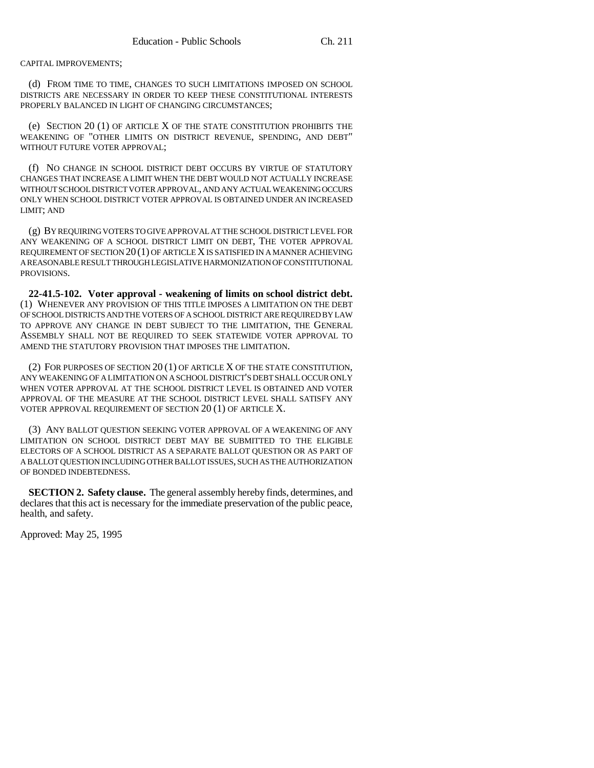CAPITAL IMPROVEMENTS;

(d) FROM TIME TO TIME, CHANGES TO SUCH LIMITATIONS IMPOSED ON SCHOOL DISTRICTS ARE NECESSARY IN ORDER TO KEEP THESE CONSTITUTIONAL INTERESTS PROPERLY BALANCED IN LIGHT OF CHANGING CIRCUMSTANCES;

(e) SECTION 20 (1) OF ARTICLE X OF THE STATE CONSTITUTION PROHIBITS THE WEAKENING OF "OTHER LIMITS ON DISTRICT REVENUE, SPENDING, AND DEBT" WITHOUT FUTURE VOTER APPROVAL;

(f) NO CHANGE IN SCHOOL DISTRICT DEBT OCCURS BY VIRTUE OF STATUTORY CHANGES THAT INCREASE A LIMIT WHEN THE DEBT WOULD NOT ACTUALLY INCREASE WITHOUT SCHOOL DISTRICT VOTER APPROVAL, AND ANY ACTUAL WEAKENING OCCURS ONLY WHEN SCHOOL DISTRICT VOTER APPROVAL IS OBTAINED UNDER AN INCREASED LIMIT; AND

(g) BY REQUIRING VOTERS TO GIVE APPROVAL AT THE SCHOOL DISTRICT LEVEL FOR ANY WEAKENING OF A SCHOOL DISTRICT LIMIT ON DEBT, THE VOTER APPROVAL REQUIREMENT OF SECTION 20 (1) OF ARTICLE X IS SATISFIED IN A MANNER ACHIEVING A REASONABLE RESULT THROUGH LEGISLATIVE HARMONIZATION OF CONSTITUTIONAL PROVISIONS.

**22-41.5-102. Voter approval - weakening of limits on school district debt.** (1) WHENEVER ANY PROVISION OF THIS TITLE IMPOSES A LIMITATION ON THE DEBT OF SCHOOL DISTRICTS AND THE VOTERS OF A SCHOOL DISTRICT ARE REQUIRED BY LAW TO APPROVE ANY CHANGE IN DEBT SUBJECT TO THE LIMITATION, THE GENERAL ASSEMBLY SHALL NOT BE REQUIRED TO SEEK STATEWIDE VOTER APPROVAL TO AMEND THE STATUTORY PROVISION THAT IMPOSES THE LIMITATION.

(2) FOR PURPOSES OF SECTION 20 (1) OF ARTICLE X OF THE STATE CONSTITUTION, ANY WEAKENING OF A LIMITATION ON A SCHOOL DISTRICT'S DEBT SHALL OCCUR ONLY WHEN VOTER APPROVAL AT THE SCHOOL DISTRICT LEVEL IS OBTAINED AND VOTER APPROVAL OF THE MEASURE AT THE SCHOOL DISTRICT LEVEL SHALL SATISFY ANY VOTER APPROVAL REQUIREMENT OF SECTION 20 (1) OF ARTICLE X.

(3) ANY BALLOT QUESTION SEEKING VOTER APPROVAL OF A WEAKENING OF ANY LIMITATION ON SCHOOL DISTRICT DEBT MAY BE SUBMITTED TO THE ELIGIBLE ELECTORS OF A SCHOOL DISTRICT AS A SEPARATE BALLOT QUESTION OR AS PART OF A BALLOT QUESTION INCLUDING OTHER BALLOT ISSUES, SUCH AS THE AUTHORIZATION OF BONDED INDEBTEDNESS.

**SECTION 2. Safety clause.** The general assembly hereby finds, determines, and declares that this act is necessary for the immediate preservation of the public peace, health, and safety.

Approved: May 25, 1995